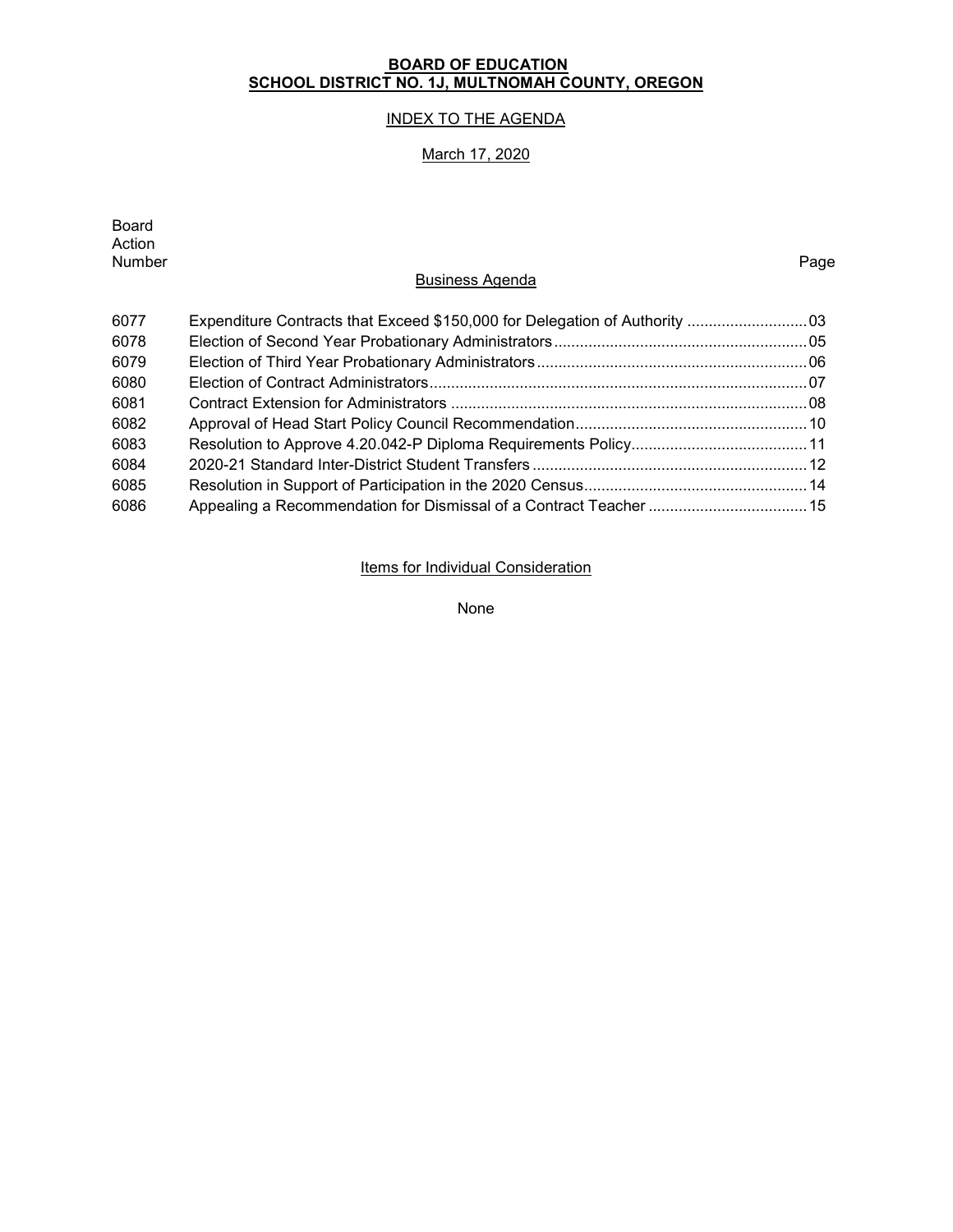**BOARD OF EDUCATION**
**SCHOOL DISTRICT NO. 1J, MULTNOMAH COUNTY, OREGON**

INDEX TO THE AGENDA

March 17, 2020

## Business Agenda

| Board Action Number | | Page |
|---|---|---|
| 6077 | Expenditure Contracts that Exceed $150,000 for Delegation of Authority | 03 |
| 6078 | Election of Second Year Probationary Administrators | 05 |
| 6079 | Election of Third Year Probationary Administrators | 06 |
| 6080 | Election of Contract Administrators | 07 |
| 6081 | Contract Extension for Administrators | 08 |
| 6082 | Approval of Head Start Policy Council Recommendation | 10 |
| 6083 | Resolution to Approve 4.20.042-P Diploma Requirements Policy | 11 |
| 6084 | 2020-21 Standard Inter-District Student Transfers | 12 |
| 6085 | Resolution in Support of Participation in the 2020 Census | 14 |
| 6086 | Appealing a Recommendation for Dismissal of a Contract Teacher | 15 |

## Items for Individual Consideration

None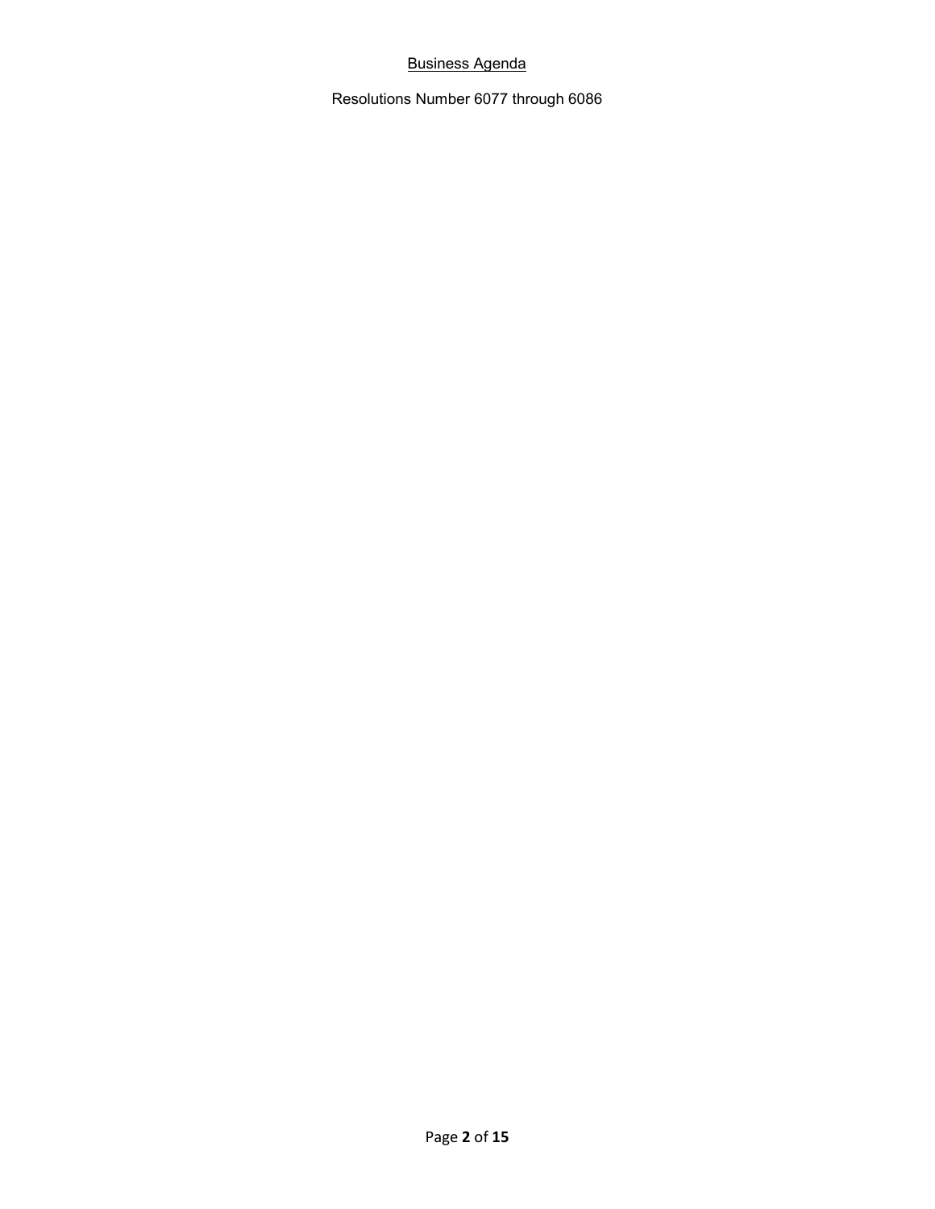## Business Agenda

Resolutions Number 6077 through 6086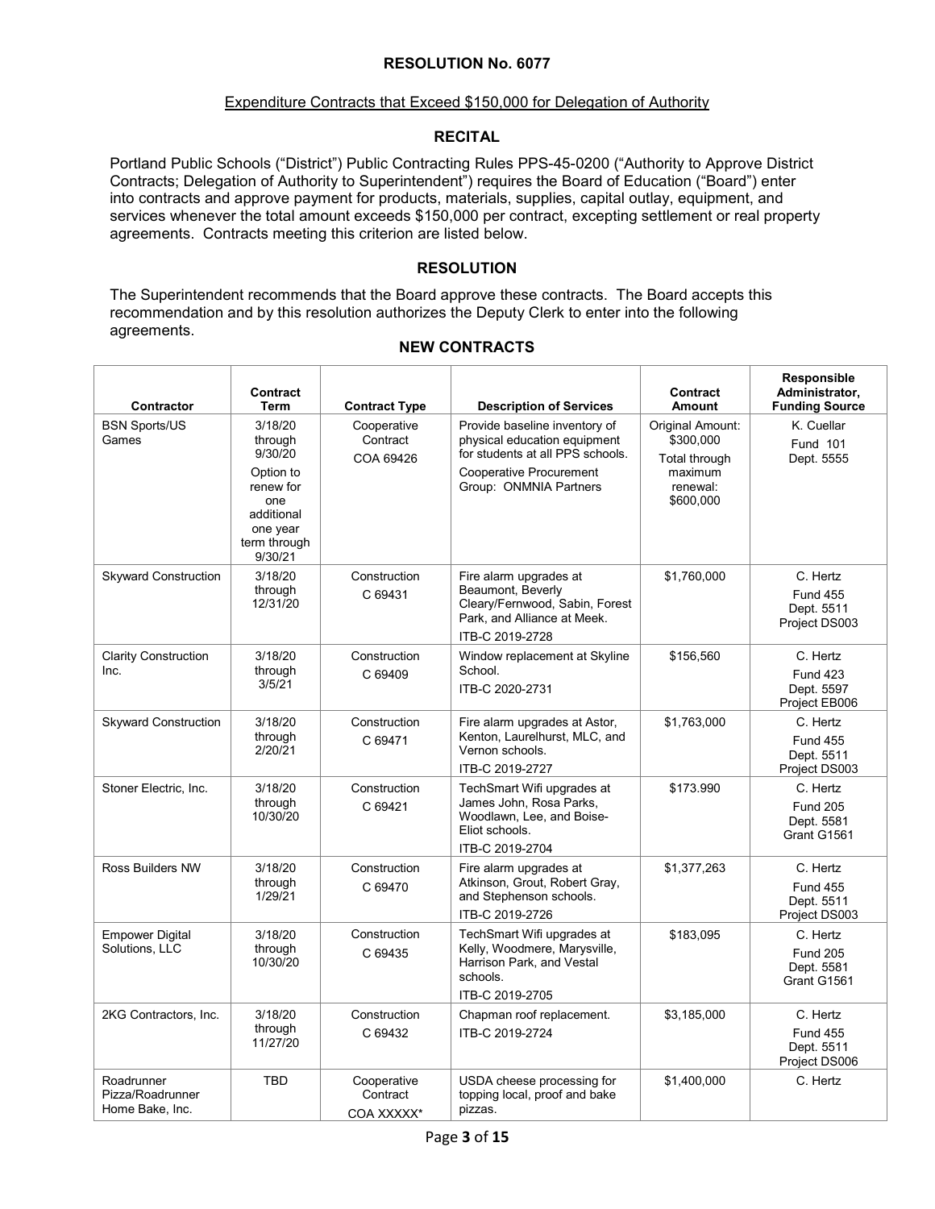## RESOLUTION No. 6077

Expenditure Contracts that Exceed $150,000 for Delegation of Authority

### RECITAL

Portland Public Schools ("District") Public Contracting Rules PPS-45-0200 ("Authority to Approve District Contracts; Delegation of Authority to Superintendent") requires the Board of Education ("Board") enter into contracts and approve payment for products, materials, supplies, capital outlay, equipment, and services whenever the total amount exceeds $150,000 per contract, excepting settlement or real property agreements. Contracts meeting this criterion are listed below.

### RESOLUTION

The Superintendent recommends that the Board approve these contracts. The Board accepts this recommendation and by this resolution authorizes the Deputy Clerk to enter into the following agreements.

### NEW CONTRACTS

| Contractor | Contract Term | Contract Type | Description of Services | Contract Amount | Responsible Administrator, Funding Source |
|---|---|---|---|---|---|
| BSN Sports/US Games | 3/18/20 through 9/30/20<br><br>Option to renew for one additional one year term through 9/30/21 | Cooperative Contract<br>COA 69426 | Provide baseline inventory of physical education equipment for students at all PPS schools.<br><br>Cooperative Procurement Group: ONMNIA Partners | Original Amount: $300,000<br><br>Total through maximum renewal: $600,000 | K. Cuellar<br>Fund 101<br>Dept. 5555 |
| Skyward Construction | 3/18/20 through 12/31/20 | Construction<br>C 69431 | Fire alarm upgrades at Beaumont, Beverly Cleary/Fernwood, Sabin, Forest Park, and Alliance at Meek.<br><br>ITB-C 2019-2728 | $1,760,000 | C. Hertz<br>Fund 455<br>Dept. 5511<br>Project DS003 |
| Clarity Construction Inc. | 3/18/20 through 3/5/21 | Construction<br>C 69409 | Window replacement at Skyline School.<br><br>ITB-C 2020-2731 | $156,560 | C. Hertz<br>Fund 423<br>Dept. 5597<br>Project EB006 |
| Skyward Construction | 3/18/20 through 2/20/21 | Construction<br>C 69471 | Fire alarm upgrades at Astor, Kenton, Laurelhurst, MLC, and Vernon schools.<br><br>ITB-C 2019-2727 | $1,763,000 | C. Hertz<br>Fund 455<br>Dept. 5511<br>Project DS003 |
| Stoner Electric, Inc. | 3/18/20 through 10/30/20 | Construction<br>C 69421 | TechSmart Wifi upgrades at James John, Rosa Parks, Woodlawn, Lee, and Boise-Eliot schools.<br><br>ITB-C 2019-2704 | $173.990 | C. Hertz<br>Fund 205<br>Dept. 5581<br>Grant G1561 |
| Ross Builders NW | 3/18/20 through 1/29/21 | Construction<br>C 69470 | Fire alarm upgrades at Atkinson, Grout, Robert Gray, and Stephenson schools.<br><br>ITB-C 2019-2726 | $1,377,263 | C. Hertz<br>Fund 455<br>Dept. 5511<br>Project DS003 |
| Empower Digital Solutions, LLC | 3/18/20 through 10/30/20 | Construction<br>C 69435 | TechSmart Wifi upgrades at Kelly, Woodmere, Marysville, Harrison Park, and Vestal schools.<br><br>ITB-C 2019-2705 | $183,095 | C. Hertz<br>Fund 205<br>Dept. 5581<br>Grant G1561 |
| 2KG Contractors, Inc. | 3/18/20 through 11/27/20 | Construction<br>C 69432 | Chapman roof replacement.<br><br>ITB-C 2019-2724 | $3,185,000 | C. Hertz<br>Fund 455<br>Dept. 5511<br>Project DS006 |
| Roadrunner Pizza/Roadrunner Home Bake, Inc. | TBD | Cooperative Contract<br>COA XXXXX* | USDA cheese processing for topping local, proof and bake pizzas. | $1,400,000 | C. Hertz |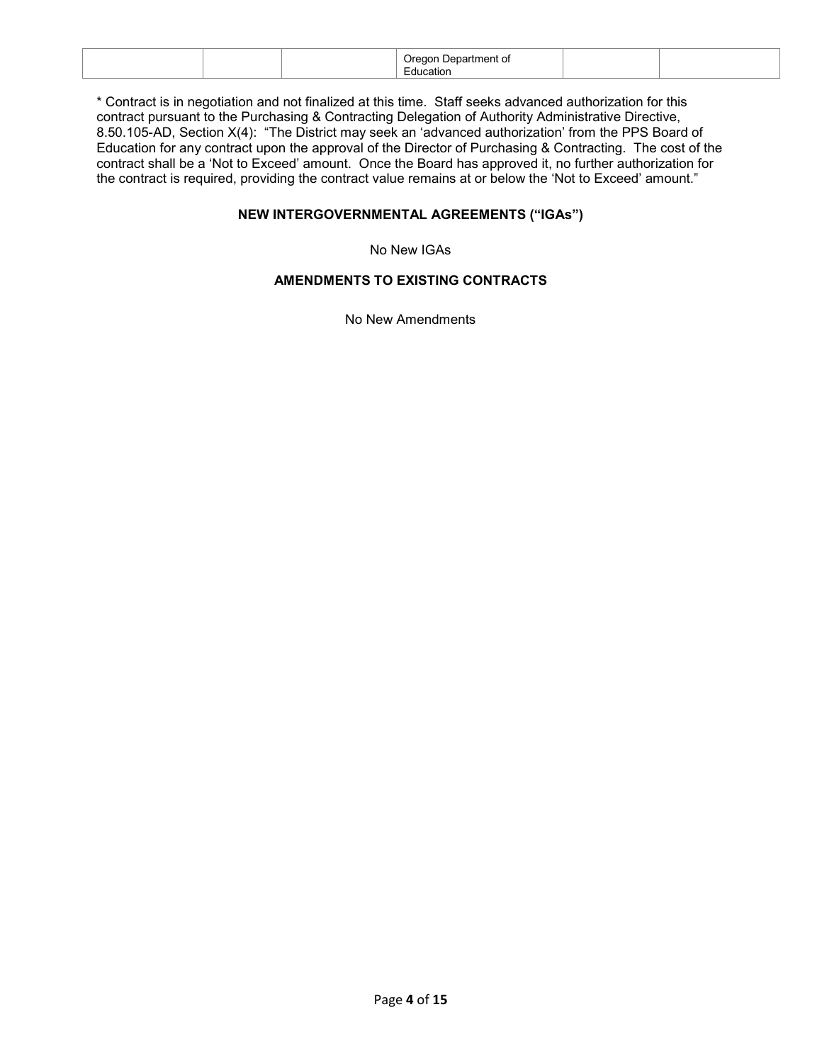| | | | Oregon Department of Education | | |
|---|---|---|---|---|---|

* Contract is in negotiation and not finalized at this time. Staff seeks advanced authorization for this contract pursuant to the Purchasing & Contracting Delegation of Authority Administrative Directive, 8.50.105-AD, Section X(4): "The District may seek an 'advanced authorization' from the PPS Board of Education for any contract upon the approval of the Director of Purchasing & Contracting. The cost of the contract shall be a 'Not to Exceed' amount. Once the Board has approved it, no further authorization for the contract is required, providing the contract value remains at or below the 'Not to Exceed' amount."

**NEW INTERGOVERNMENTAL AGREEMENTS ("IGAs")**

No New IGAs

**AMENDMENTS TO EXISTING CONTRACTS**

No New Amendments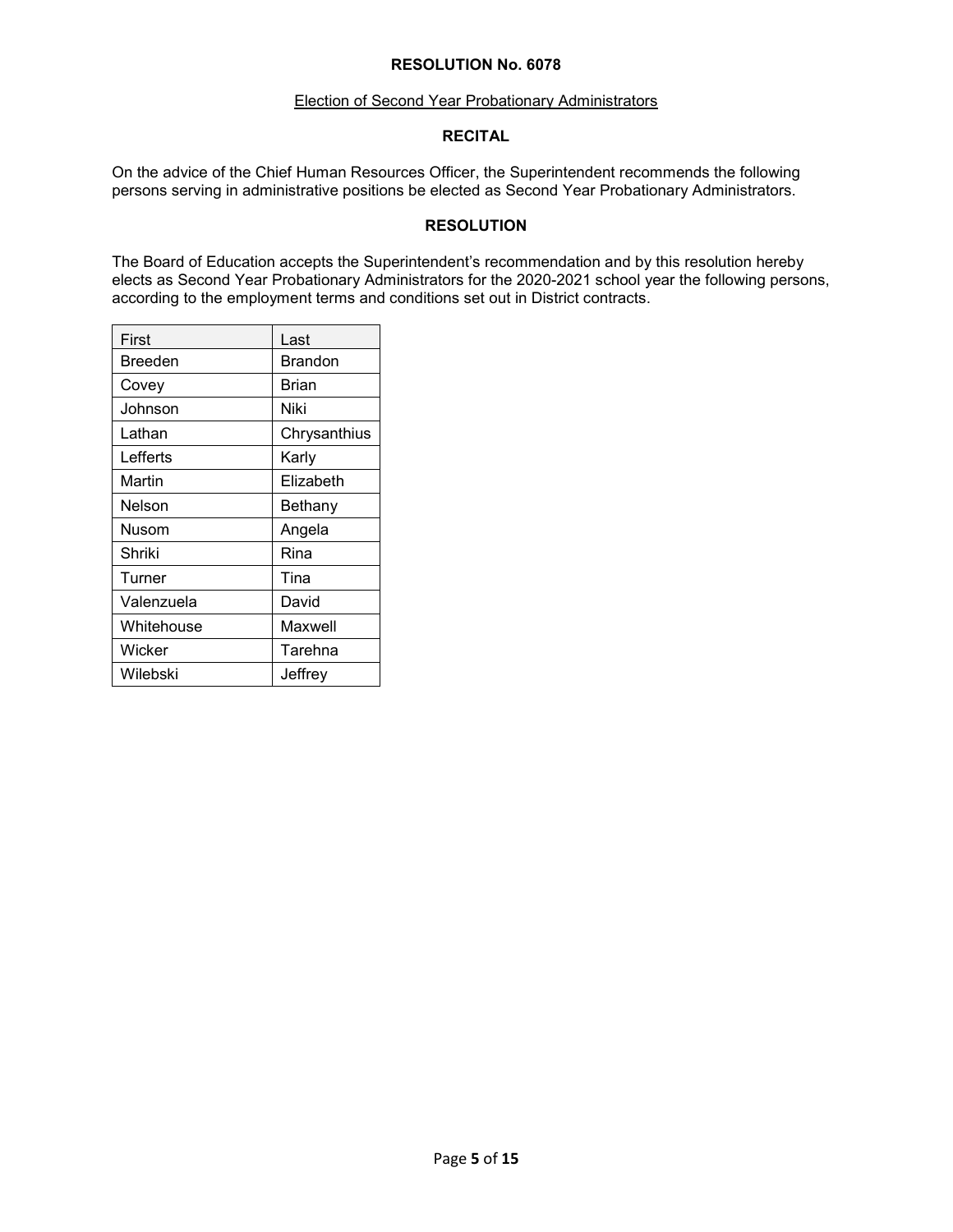**RESOLUTION No. 6078**

Election of Second Year Probationary Administrators

**RECITAL**

On the advice of the Chief Human Resources Officer, the Superintendent recommends the following persons serving in administrative positions be elected as Second Year Probationary Administrators.

**RESOLUTION**

The Board of Education accepts the Superintendent's recommendation and by this resolution hereby elects as Second Year Probationary Administrators for the 2020-2021 school year the following persons, according to the employment terms and conditions set out in District contracts.

| First | Last |
|---|---|
| Breeden | Brandon |
| Covey | Brian |
| Johnson | Niki |
| Lathan | Chrysanthius |
| Lefferts | Karly |
| Martin | Elizabeth |
| Nelson | Bethany |
| Nusom | Angela |
| Shriki | Rina |
| Turner | Tina |
| Valenzuela | David |
| Whitehouse | Maxwell |
| Wicker | Tarehna |
| Wilebski | Jeffrey |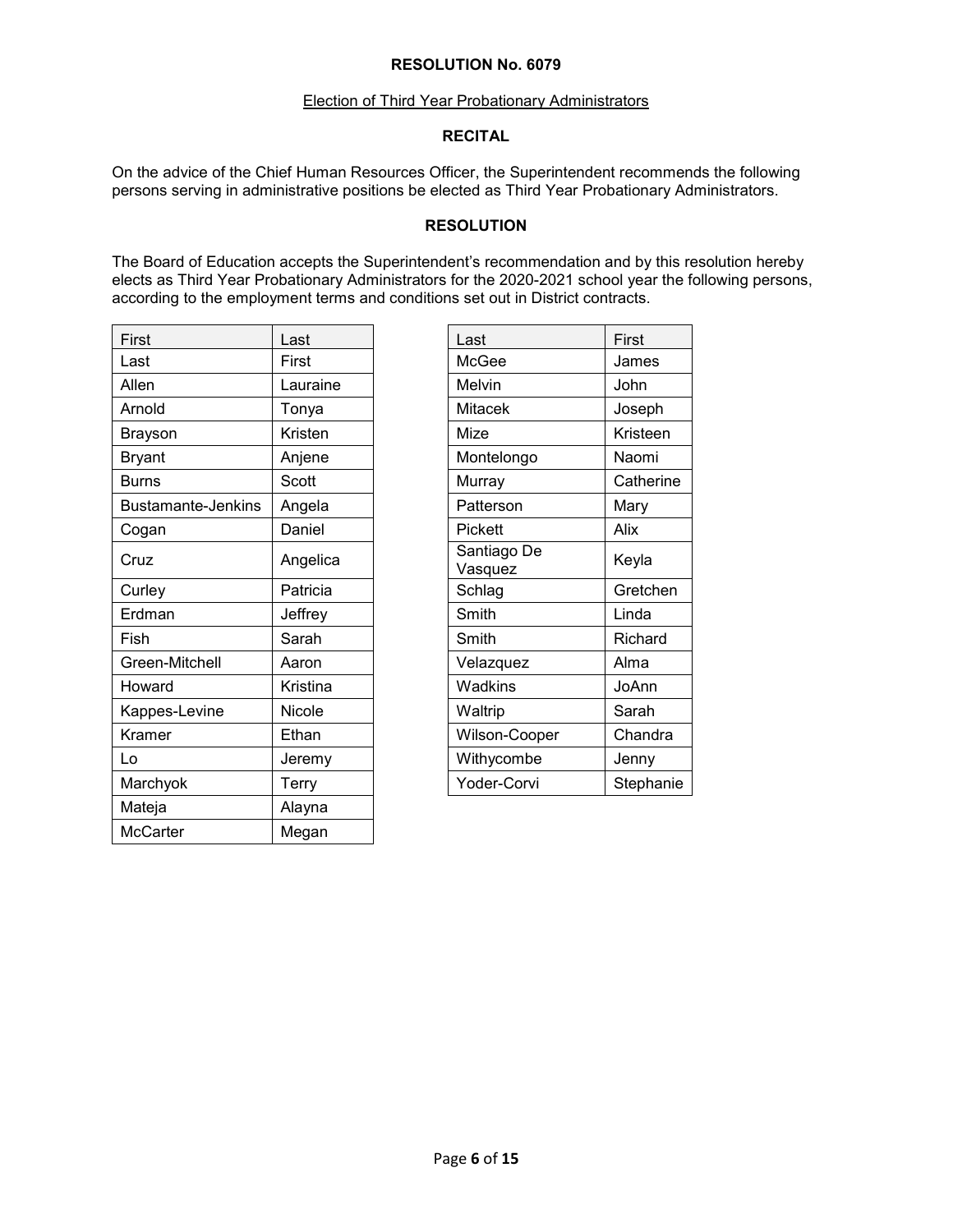**RESOLUTION No. 6079**

Election of Third Year Probationary Administrators

**RECITAL**

On the advice of the Chief Human Resources Officer, the Superintendent recommends the following persons serving in administrative positions be elected as Third Year Probationary Administrators.

**RESOLUTION**

The Board of Education accepts the Superintendent's recommendation and by this resolution hereby elects as Third Year Probationary Administrators for the 2020-2021 school year the following persons, according to the employment terms and conditions set out in District contracts.

| First | Last |
|---|---|
| Last | First |
| Allen | Lauraine |
| Arnold | Tonya |
| Brayson | Kristen |
| Bryant | Anjene |
| Burns | Scott |
| Bustamante-Jenkins | Angela |
| Cogan | Daniel |
| Cruz | Angelica |
| Curley | Patricia |
| Erdman | Jeffrey |
| Fish | Sarah |
| Green-Mitchell | Aaron |
| Howard | Kristina |
| Kappes-Levine | Nicole |
| Kramer | Ethan |
| Lo | Jeremy |
| Marchyok | Terry |
| Mateja | Alayna |
| McCarter | Megan |

| Last | First |
|---|---|
| McGee | James |
| Melvin | John |
| Mitacek | Joseph |
| Mize | Kristeen |
| Montelongo | Naomi |
| Murray | Catherine |
| Patterson | Mary |
| Pickett | Alix |
| Santiago De Vasquez | Keyla |
| Schlag | Gretchen |
| Smith | Linda |
| Smith | Richard |
| Velazquez | Alma |
| Wadkins | JoAnn |
| Waltrip | Sarah |
| Wilson-Cooper | Chandra |
| Withycombe | Jenny |
| Yoder-Corvi | Stephanie |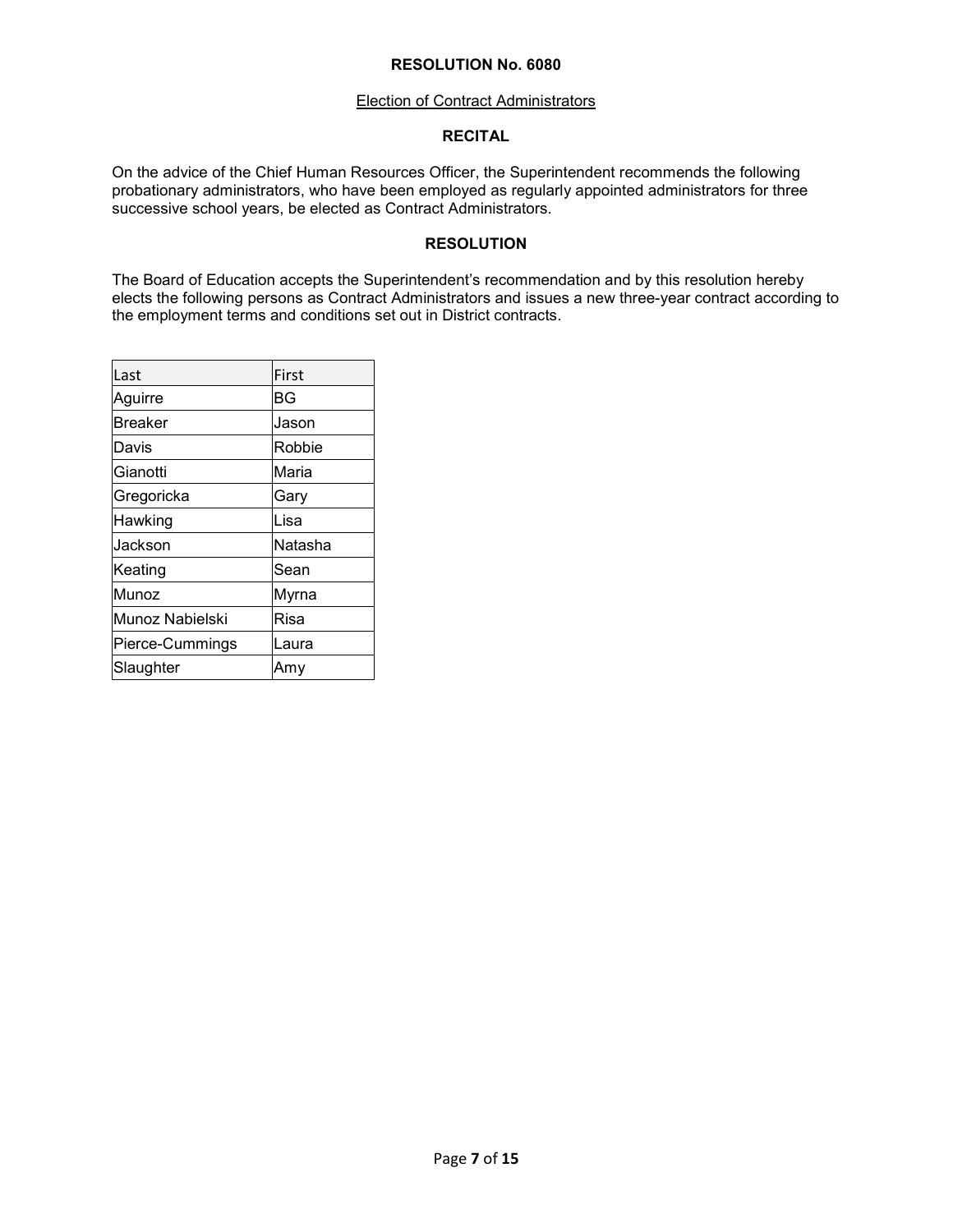# RESOLUTION No. 6080

Election of Contract Administrators

## RECITAL

On the advice of the Chief Human Resources Officer, the Superintendent recommends the following probationary administrators, who have been employed as regularly appointed administrators for three successive school years, be elected as Contract Administrators.

## RESOLUTION

The Board of Education accepts the Superintendent's recommendation and by this resolution hereby elects the following persons as Contract Administrators and issues a new three-year contract according to the employment terms and conditions set out in District contracts.

| Last | First |
|---|---|
| Aguirre | BG |
| Breaker | Jason |
| Davis | Robbie |
| Gianotti | Maria |
| Gregoricka | Gary |
| Hawking | Lisa |
| Jackson | Natasha |
| Keating | Sean |
| Munoz | Myrna |
| Munoz Nabielski | Risa |
| Pierce-Cummings | Laura |
| Slaughter | Amy |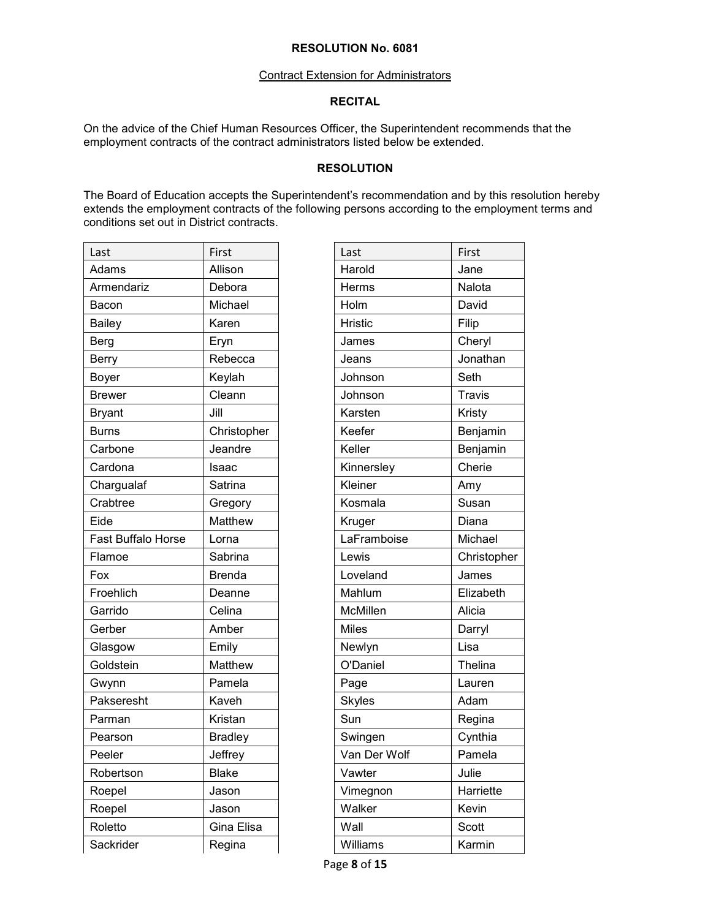**RESOLUTION No. 6081**

Contract Extension for Administrators

**RECITAL**

On the advice of the Chief Human Resources Officer, the Superintendent recommends that the employment contracts of the contract administrators listed below be extended.

**RESOLUTION**

The Board of Education accepts the Superintendent's recommendation and by this resolution hereby extends the employment contracts of the following persons according to the employment terms and conditions set out in District contracts.

| Last | First |
|---|---|
| Adams | Allison |
| Armendariz | Debora |
| Bacon | Michael |
| Bailey | Karen |
| Berg | Eryn |
| Berry | Rebecca |
| Boyer | Keylah |
| Brewer | Cleann |
| Bryant | Jill |
| Burns | Christopher |
| Carbone | Jeandre |
| Cardona | Isaac |
| Chargualaf | Satrina |
| Crabtree | Gregory |
| Eide | Matthew |
| Fast Buffalo Horse | Lorna |
| Flamoe | Sabrina |
| Fox | Brenda |
| Froehlich | Deanne |
| Garrido | Celina |
| Gerber | Amber |
| Glasgow | Emily |
| Goldstein | Matthew |
| Gwynn | Pamela |
| Pakseresht | Kaveh |
| Parman | Kristan |
| Pearson | Bradley |
| Peeler | Jeffrey |
| Robertson | Blake |
| Roepel | Jason |
| Roepel | Jason |
| Roletto | Gina Elisa |
| Sackrider | Regina |

| Last | First |
|---|---|
| Harold | Jane |
| Herms | Nalota |
| Holm | David |
| Hristic | Filip |
| James | Cheryl |
| Jeans | Jonathan |
| Johnson | Seth |
| Johnson | Travis |
| Karsten | Kristy |
| Keefer | Benjamin |
| Keller | Benjamin |
| Kinnersley | Cherie |
| Kleiner | Amy |
| Kosmala | Susan |
| Kruger | Diana |
| LaFramboise | Michael |
| Lewis | Christopher |
| Loveland | James |
| Mahlum | Elizabeth |
| McMillen | Alicia |
| Miles | Darryl |
| Newlyn | Lisa |
| O'Daniel | Thelina |
| Page | Lauren |
| Skyles | Adam |
| Sun | Regina |
| Swingen | Cynthia |
| Van Der Wolf | Pamela |
| Vawter | Julie |
| Vimegnon | Harriette |
| Walker | Kevin |
| Wall | Scott |
| Williams | Karmin |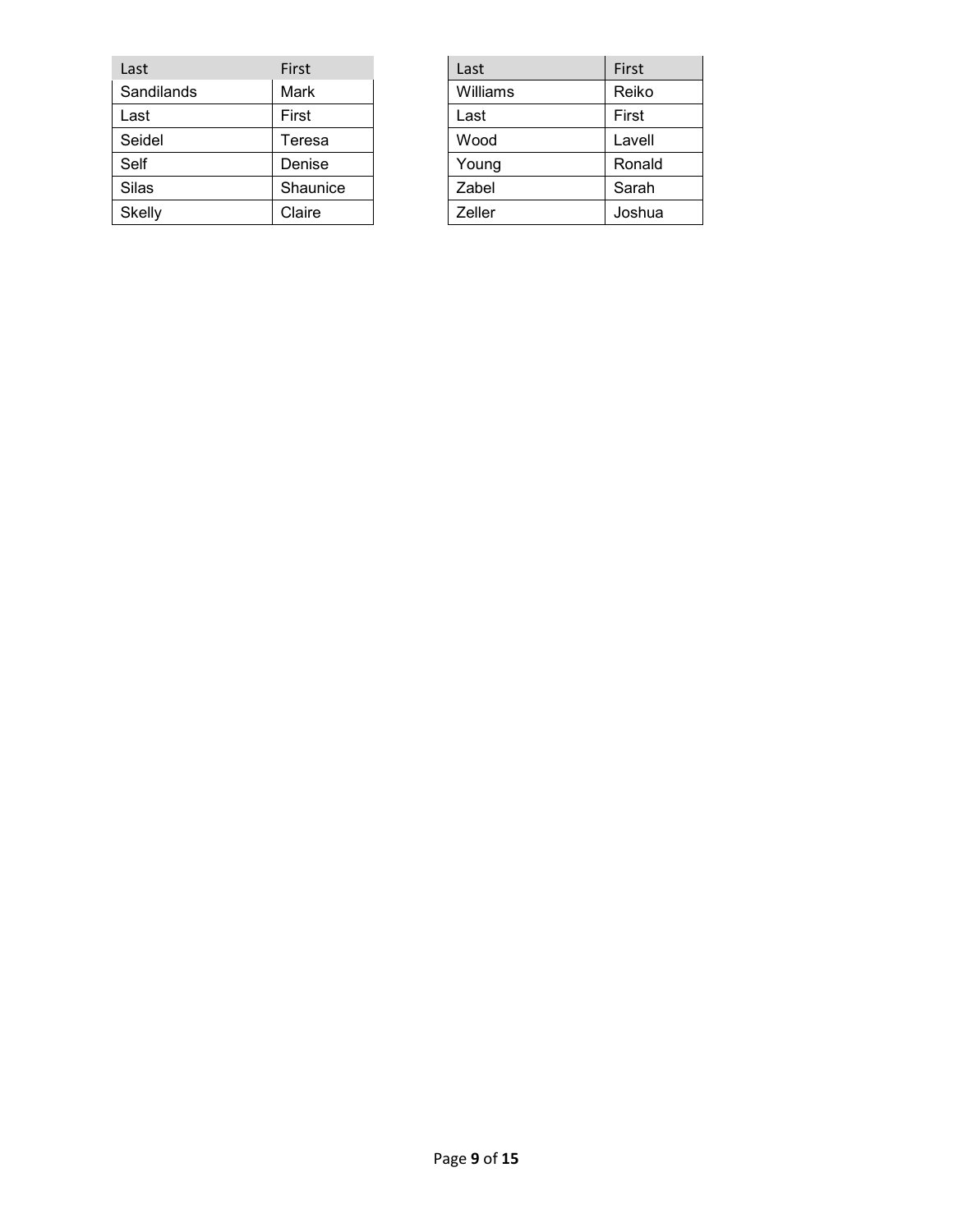| Last | First |
|---|---|
| Sandilands | Mark |
| Last | First |
| Seidel | Teresa |
| Self | Denise |
| Silas | Shaunice |
| Skelly | Claire |

| Last | First |
|---|---|
| Williams | Reiko |
| Last | First |
| Wood | Lavell |
| Young | Ronald |
| Zabel | Sarah |
| Zeller | Joshua |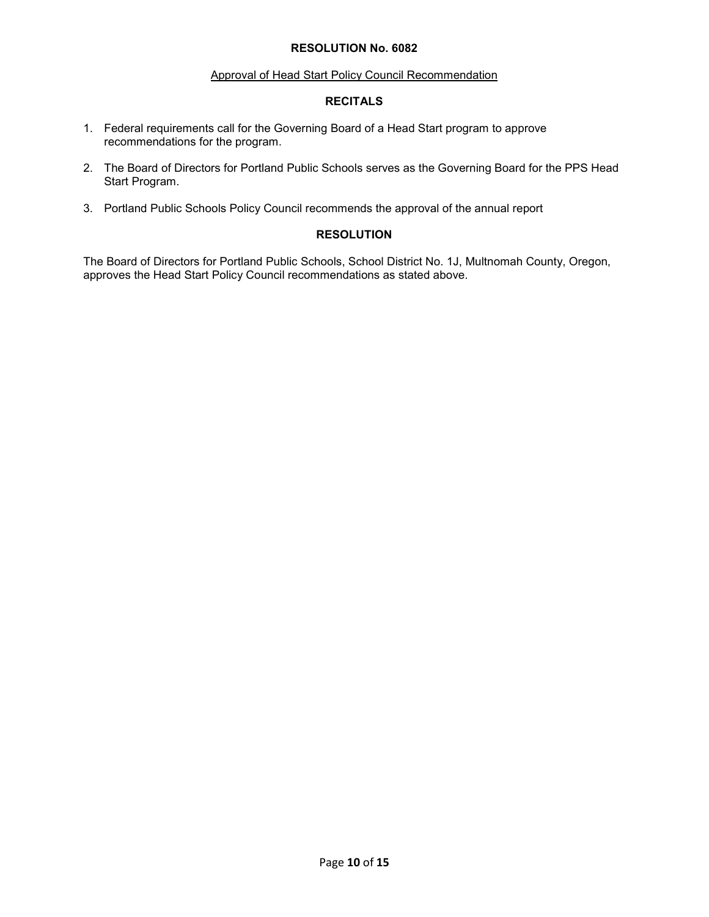# RESOLUTION No. 6082

Approval of Head Start Policy Council Recommendation

## RECITALS

1. Federal requirements call for the Governing Board of a Head Start program to approve recommendations for the program.
2. The Board of Directors for Portland Public Schools serves as the Governing Board for the PPS Head Start Program.
3. Portland Public Schools Policy Council recommends the approval of the annual report

## RESOLUTION

The Board of Directors for Portland Public Schools, School District No. 1J, Multnomah County, Oregon, approves the Head Start Policy Council recommendations as stated above.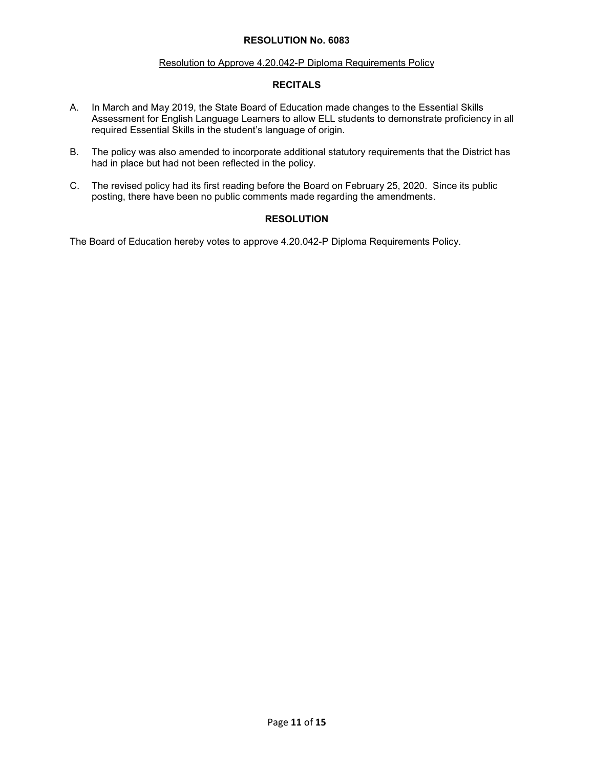# RESOLUTION No. 6083

Resolution to Approve 4.20.042-P Diploma Requirements Policy

## RECITALS

A. In March and May 2019, the State Board of Education made changes to the Essential Skills Assessment for English Language Learners to allow ELL students to demonstrate proficiency in all required Essential Skills in the student's language of origin.

B. The policy was also amended to incorporate additional statutory requirements that the District has had in place but had not been reflected in the policy.

C. The revised policy had its first reading before the Board on February 25, 2020. Since its public posting, there have been no public comments made regarding the amendments.

## RESOLUTION

The Board of Education hereby votes to approve 4.20.042-P Diploma Requirements Policy.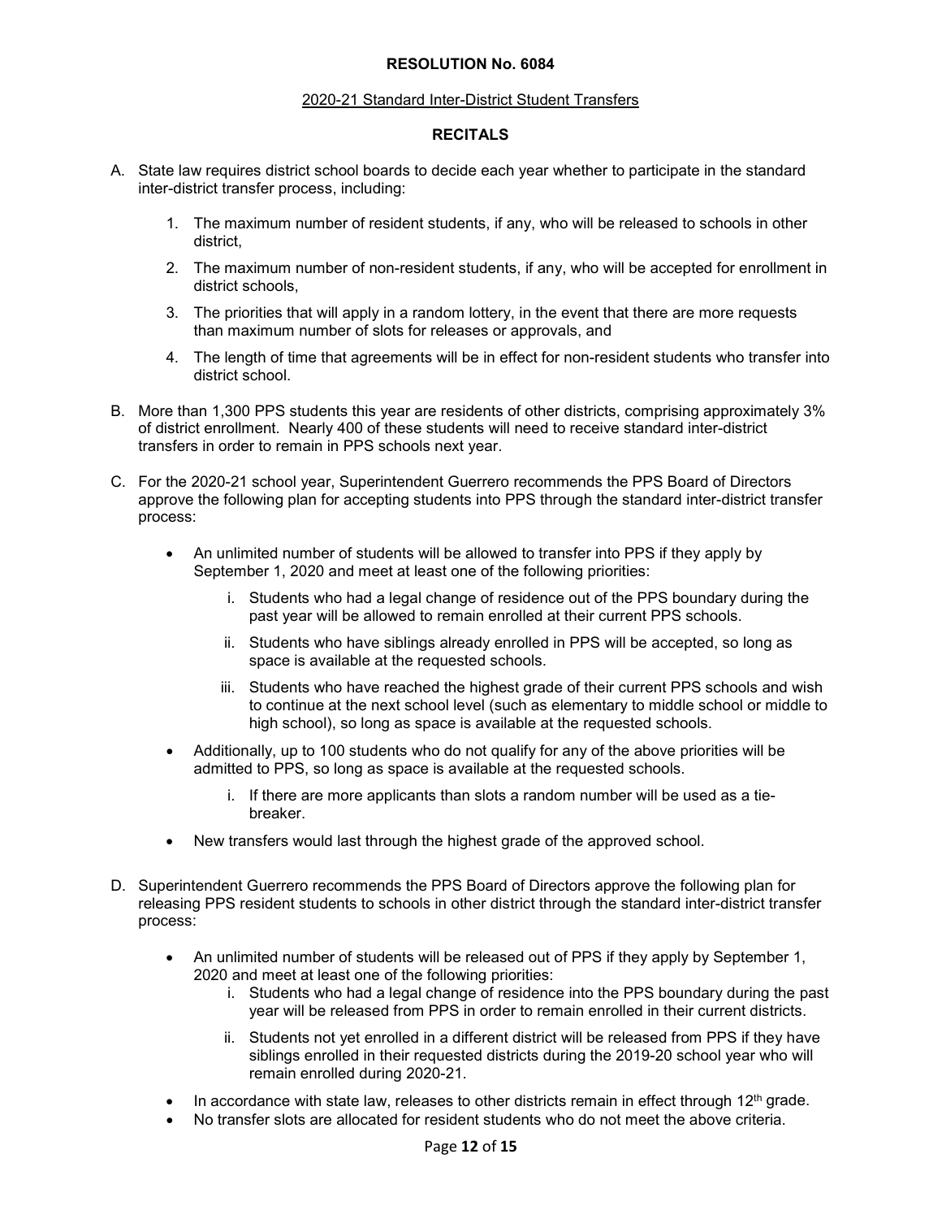**RESOLUTION No. 6084**

2020-21 Standard Inter-District Student Transfers

**RECITALS**

A. State law requires district school boards to decide each year whether to participate in the standard inter-district transfer process, including:

   1. The maximum number of resident students, if any, who will be released to schools in other district,
   2. The maximum number of non-resident students, if any, who will be accepted for enrollment in district schools,
   3. The priorities that will apply in a random lottery, in the event that there are more requests than maximum number of slots for releases or approvals, and
   4. The length of time that agreements will be in effect for non-resident students who transfer into district school.

B. More than 1,300 PPS students this year are residents of other districts, comprising approximately 3% of district enrollment. Nearly 400 of these students will need to receive standard inter-district transfers in order to remain in PPS schools next year.

C. For the 2020-21 school year, Superintendent Guerrero recommends the PPS Board of Directors approve the following plan for accepting students into PPS through the standard inter-district transfer process:

   - An unlimited number of students will be allowed to transfer into PPS if they apply by September 1, 2020 and meet at least one of the following priorities:
     - i. Students who had a legal change of residence out of the PPS boundary during the past year will be allowed to remain enrolled at their current PPS schools.
     - ii. Students who have siblings already enrolled in PPS will be accepted, so long as space is available at the requested schools.
     - iii. Students who have reached the highest grade of their current PPS schools and wish to continue at the next school level (such as elementary to middle school or middle to high school), so long as space is available at the requested schools.
   - Additionally, up to 100 students who do not qualify for any of the above priorities will be admitted to PPS, so long as space is available at the requested schools.
     - i. If there are more applicants than slots a random number will be used as a tie-breaker.
   - New transfers would last through the highest grade of the approved school.

D. Superintendent Guerrero recommends the PPS Board of Directors approve the following plan for releasing PPS resident students to schools in other district through the standard inter-district transfer process:

   - An unlimited number of students will be released out of PPS if they apply by September 1, 2020 and meet at least one of the following priorities:
     - i. Students who had a legal change of residence into the PPS boundary during the past year will be released from PPS in order to remain enrolled in their current districts.
     - ii. Students not yet enrolled in a different district will be released from PPS if they have siblings enrolled in their requested districts during the 2019-20 school year who will remain enrolled during 2020-21.
   - In accordance with state law, releases to other districts remain in effect through 12th grade.
   - No transfer slots are allocated for resident students who do not meet the above criteria.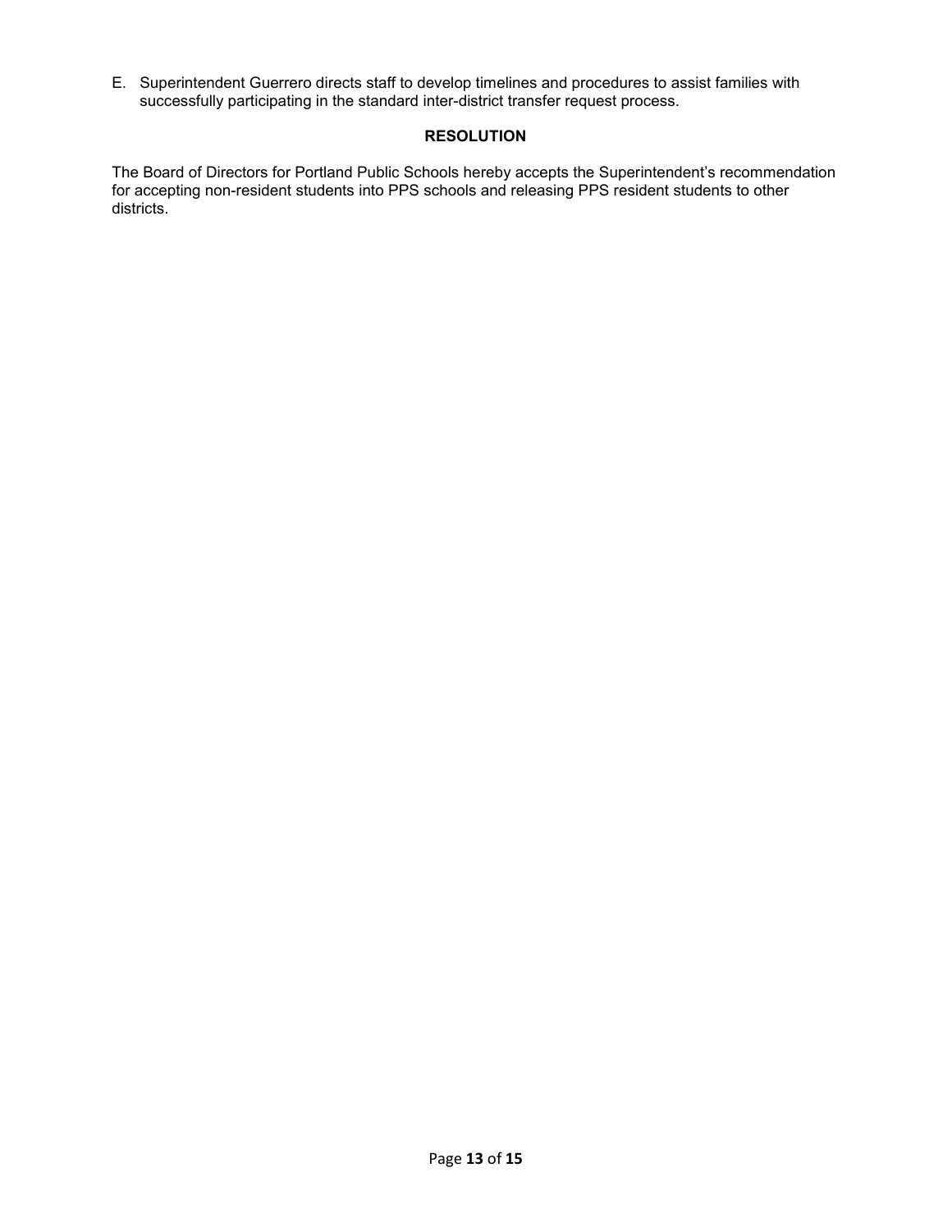E. Superintendent Guerrero directs staff to develop timelines and procedures to assist families with successfully participating in the standard inter-district transfer request process.

**RESOLUTION**

The Board of Directors for Portland Public Schools hereby accepts the Superintendent’s recommendation for accepting non-resident students into PPS schools and releasing PPS resident students to other districts.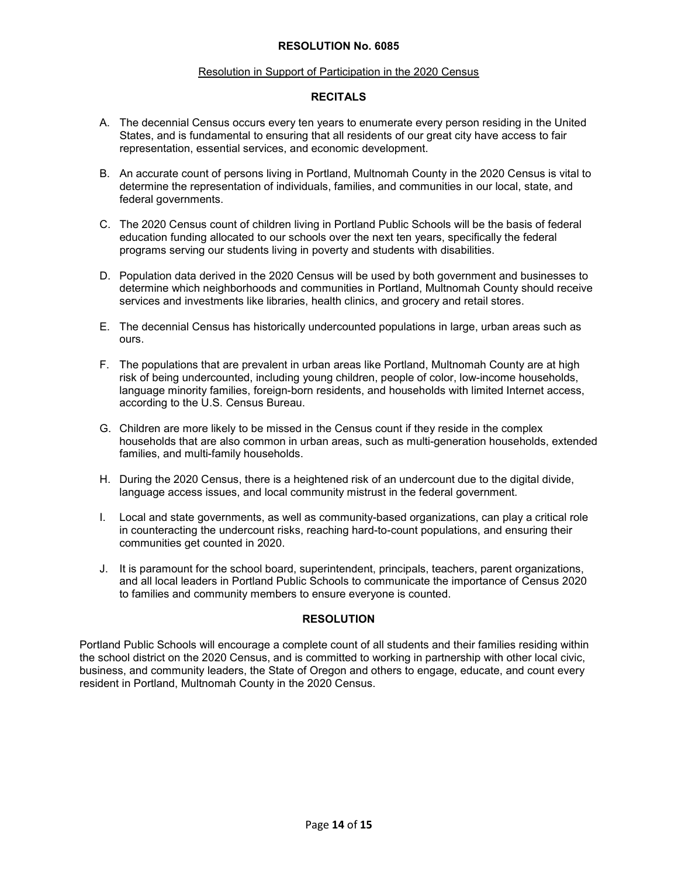# RESOLUTION No. 6085

Resolution in Support of Participation in the 2020 Census

## RECITALS

A. The decennial Census occurs every ten years to enumerate every person residing in the United States, and is fundamental to ensuring that all residents of our great city have access to fair representation, essential services, and economic development.

B. An accurate count of persons living in Portland, Multnomah County in the 2020 Census is vital to determine the representation of individuals, families, and communities in our local, state, and federal governments.

C. The 2020 Census count of children living in Portland Public Schools will be the basis of federal education funding allocated to our schools over the next ten years, specifically the federal programs serving our students living in poverty and students with disabilities.

D. Population data derived in the 2020 Census will be used by both government and businesses to determine which neighborhoods and communities in Portland, Multnomah County should receive services and investments like libraries, health clinics, and grocery and retail stores.

E. The decennial Census has historically undercounted populations in large, urban areas such as ours.

F. The populations that are prevalent in urban areas like Portland, Multnomah County are at high risk of being undercounted, including young children, people of color, low-income households, language minority families, foreign-born residents, and households with limited Internet access, according to the U.S. Census Bureau.

G. Children are more likely to be missed in the Census count if they reside in the complex households that are also common in urban areas, such as multi-generation households, extended families, and multi-family households.

H. During the 2020 Census, there is a heightened risk of an undercount due to the digital divide, language access issues, and local community mistrust in the federal government.

I. Local and state governments, as well as community-based organizations, can play a critical role in counteracting the undercount risks, reaching hard-to-count populations, and ensuring their communities get counted in 2020.

J. It is paramount for the school board, superintendent, principals, teachers, parent organizations, and all local leaders in Portland Public Schools to communicate the importance of Census 2020 to families and community members to ensure everyone is counted.

## RESOLUTION

Portland Public Schools will encourage a complete count of all students and their families residing within the school district on the 2020 Census, and is committed to working in partnership with other local civic, business, and community leaders, the State of Oregon and others to engage, educate, and count every resident in Portland, Multnomah County in the 2020 Census.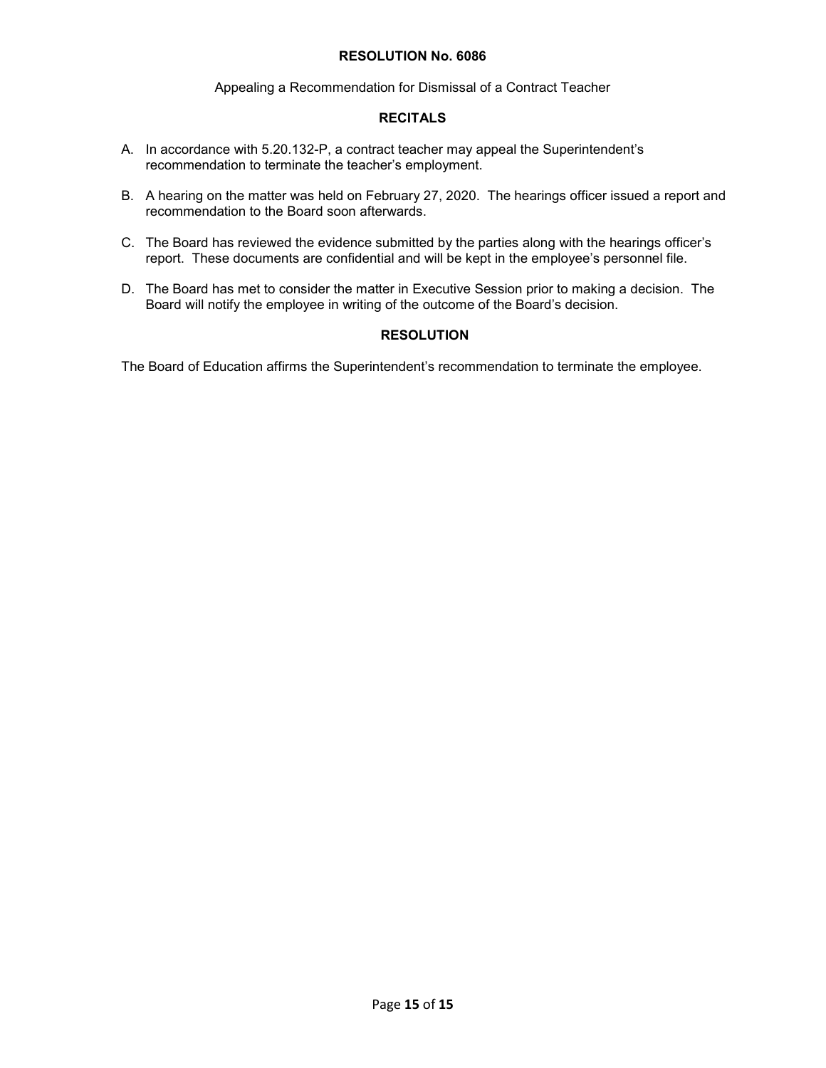# RESOLUTION No. 6086

Appealing a Recommendation for Dismissal of a Contract Teacher

## RECITALS

A. In accordance with 5.20.132-P, a contract teacher may appeal the Superintendent's recommendation to terminate the teacher's employment.

B. A hearing on the matter was held on February 27, 2020. The hearings officer issued a report and recommendation to the Board soon afterwards.

C. The Board has reviewed the evidence submitted by the parties along with the hearings officer's report. These documents are confidential and will be kept in the employee's personnel file.

D. The Board has met to consider the matter in Executive Session prior to making a decision. The Board will notify the employee in writing of the outcome of the Board's decision.

## RESOLUTION

The Board of Education affirms the Superintendent's recommendation to terminate the employee.